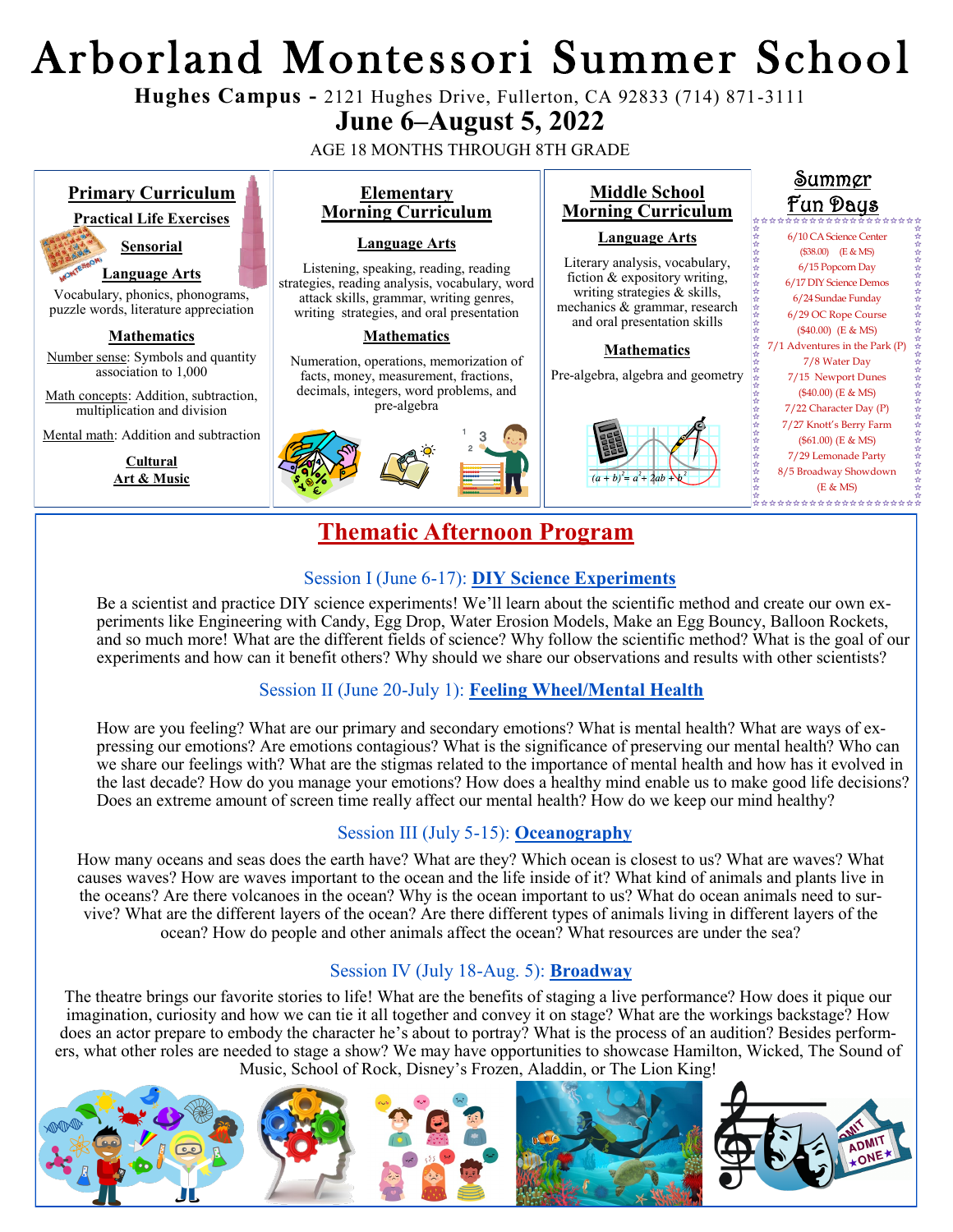# Arborland Montessori Summer School

**Hughes Campus -** 2121 Hughes Drive, Fullerton, CA 92833 (714) 871-3111

## June 6–August 5, 2022

AGE 18 MONTHS THROUGH 8TH GRADE

### Primary Curriculum

**Practical Life Exercises**

**Sensorial**

**Language Arts**

Vocabulary, phonics, phonograms, puzzle words, literature appreciation

**Mathematics**

Number sense: Symbols and quantity association to 1,000

Math concepts: Addition, subtraction, multiplication and division

Mental math: Addition and subtraction

**Cultural**

**Art & Music**

### Elementary Morning Curriculum

**Language Arts**

Listening, speaking, reading, reading strategies, reading analysis, vocabulary, word attack skills, grammar, writing genres, writing strategies, and oral presentation

**Mathematics**

Numeration, operations, memorization of facts, money, measurement, fractions, decimals, integers, word problems, and pre-algebra

### Middle School Morning Curriculum

**Language Arts**

Literary analysis, vocabulary, fiction & expository writing, writing strategies & skills, mechanics & grammar, research and oral presentation skills

**Mathematics**

Pre-algebra, algebra and geometry

$(a + b)^2 = a^2 + 2ab + b^2$

### Summer Fun Days

- 6/10 CA Science Center ($38.00) (E & MS)
- 6/15 Popcorn Day
- 6/17 DIY Science Demos
- 6/24 Sundae Funday
- 6/29 OC Rope Course ($40.00) (E & MS)
- 7/1 Adventures in the Park (P)
- 7/8 Water Day
- 7/15 Newport Dunes ($40.00) (E & MS)
- 7/22 Character Day (P)
- 7/27 Knott's Berry Farm ($61.00) (E & MS)
- 7/29 Lemonade Party
- 8/5 Broadway Showdown (E & MS)

## Thematic Afternoon Program

### Session I (June 6-17): DIY Science Experiments

Be a scientist and practice DIY science experiments! We'll learn about the scientific method and create our own experiments like Engineering with Candy, Egg Drop, Water Erosion Models, Make an Egg Bouncy, Balloon Rockets, and so much more! What are the different fields of science? Why follow the scientific method? What is the goal of our experiments and how can it benefit others? Why should we share our observations and results with other scientists?

### Session II (June 20-July 1): Feeling Wheel/Mental Health

How are you feeling? What are our primary and secondary emotions? What is mental health? What are ways of expressing our emotions? Are emotions contagious? What is the significance of preserving our mental health? Who can we share our feelings with? What are the stigmas related to the importance of mental health and how has it evolved in the last decade? How do you manage your emotions? How does a healthy mind enable us to make good life decisions? Does an extreme amount of screen time really affect our mental health? How do we keep our mind healthy?

### Session III (July 5-15): Oceanography

How many oceans and seas does the earth have? What are they? Which ocean is closest to us? What are waves? What causes waves? How are waves important to the ocean and the life inside of it? What kind of animals and plants live in the oceans? Are there volcanoes in the ocean? Why is the ocean important to us? What do ocean animals need to survive? What are the different layers of the ocean? Are there different types of animals living in different layers of the ocean? How do people and other animals affect the ocean? What resources are under the sea?

### Session IV (July 18-Aug. 5): Broadway

The theatre brings our favorite stories to life! What are the benefits of staging a live performance? How does it pique our imagination, curiosity and how we can tie it all together and convey it on stage? What are the workings backstage? How does an actor prepare to embody the character he's about to portray? What is the process of an audition? Besides performers, what other roles are needed to stage a show? We may have opportunities to showcase Hamilton, Wicked, The Sound of Music, School of Rock, Disney's Frozen, Aladdin, or The Lion King!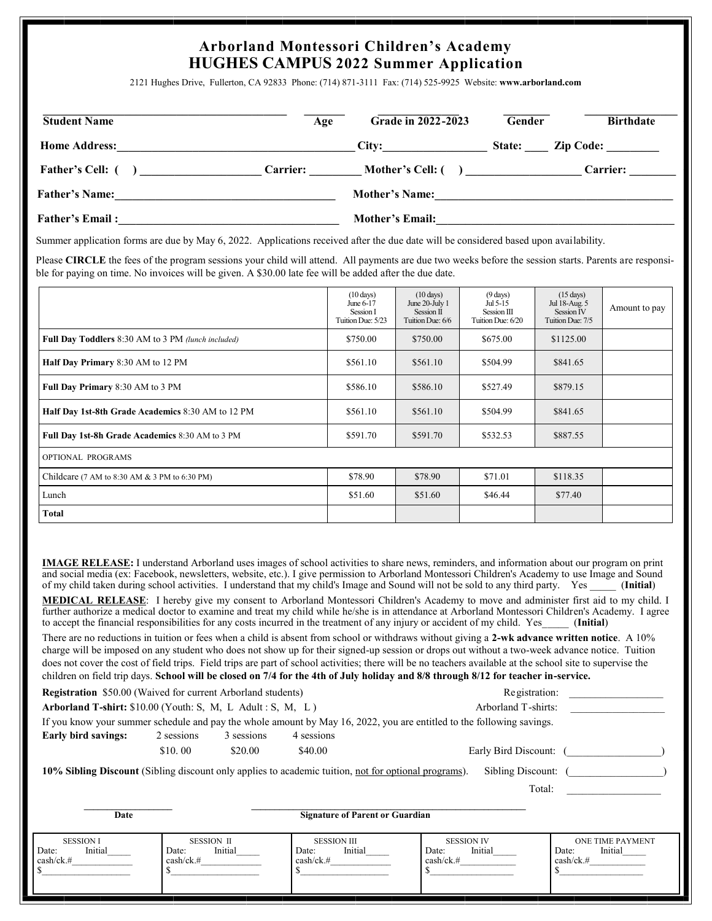# Arborland Montessori Children's Academy
## HUGHES CAMPUS 2022 Summer Application

2121 Hughes Drive, Fullerton, CA 92833 Phone: (714) 871-3111 Fax: (714) 525-9925 Website: **www.arborland.com**

**Student Name** ______________________ **Age** ______ **Grade in 2022-2023** ______ **Gender** ______ **Birthdate** ______

**Home Address:** ______________________ **City:** ______________ **State:** ____ **Zip Code:** ________

**Father's Cell:** ( ) ________________ **Carrier:** ________ **Mother's Cell:** ( ) ________________ **Carrier:** ________

**Father's Name:** ______________________ **Mother's Name:** ______________________

**Father's Email :** ______________________ **Mother's Email:** ______________________

Summer application forms are due by May 6, 2022. Applications received after the due date will be considered based upon availability.

Please **CIRCLE** the fees of the program sessions your child will attend. All payments are due two weeks before the session starts. Parents are responsible for paying on time. No invoices will be given. A $30.00 late fee will be added after the due date.

| | (10 days) June 6-17 Session I Tuition Due: 5/23 | (10 days) June 20-July 1 Session II Tuition Due: 6/6 | (9 days) Jul 5-15 Session III Tuition Due: 6/20 | (15 days) Jul 18-Aug. 5 Session IV Tuition Due: 7/5 | Amount to pay |
|---|---|---|---|---|---|
| **Full Day Toddlers** 8:30 AM to 3 PM *(lunch included)* | $750.00 | $750.00 | $675.00 | $1125.00 | |
| **Half Day Primary** 8:30 AM to 12 PM | $561.10 | $561.10 | $504.99 | $841.65 | |
| **Full Day Primary** 8:30 AM to 3 PM | $586.10 | $586.10 | $527.49 | $879.15 | |
| **Half Day 1st-8th Grade Academics** 8:30 AM to 12 PM | $561.10 | $561.10 | $504.99 | $841.65 | |
| **Full Day 1st-8h Grade Academics** 8:30 AM to 3 PM | $591.70 | $591.70 | $532.53 | $887.55 | |
| OPTIONAL PROGRAMS | | | | | |
| Childcare (7 AM to 8:30 AM & 3 PM to 6:30 PM) | $78.90 | $78.90 | $71.01 | $118.35 | |
| Lunch | $51.60 | $51.60 | $46.44 | $77.40 | |
| **Total** | | | | | |

**IMAGE RELEASE:** I understand Arborland uses images of school activities to share news, reminders, and information about our program on print and social media (ex: Facebook, newsletters, website, etc.). I give permission to Arborland Montessori Children's Academy to use Image and Sound of my child taken during school activities. I understand that my child's Image and Sound will not be sold to any third party. Yes _____ (**Initial**)

**MEDICAL RELEASE**: I hereby give my consent to Arborland Montessori Children's Academy to move and administer first aid to my child. I further authorize a medical doctor to examine and treat my child while he/she is in attendance at Arborland Montessori Children's Academy. I agree to accept the financial responsibilities for any costs incurred in the treatment of any injury or accident of my child. Yes_____ (**Initial**)

There are no reductions in tuition or fees when a child is absent from school or withdraws without giving a **2-wk advance written notice**. A 10% charge will be imposed on any student who does not show up for their signed-up session or drops out without a two-week advance notice. Tuition does not cover the cost of field trips. Field trips are part of school activities; there will be no teachers available at the school site to supervise the children on field trip days. **School will be closed on 7/4 for the 4th of July holiday and 8/8 through 8/12 for teacher in-service.**

**Registration** $50.00 (Waived for current Arborland students) Registration: ______________

**Arborland T-shirt:** $10.00 (Youth: S, M, L Adult : S, M, L ) Arborland T-shirts: ______________

If you know your summer schedule and pay the whole amount by May 16, 2022, you are entitled to the following savings.

**Early bird savings:** 2 sessions $10. 00 3 sessions $20.00 4 sessions $40.00 Early Bird Discount: (______________)

**10% Sibling Discount** (Sibling discount only applies to academic tuition, not for optional programs). Sibling Discount: (______________)

Total: ______________

______________ **Date** ______________________ **Signature of Parent or Guardian**

| SESSION I | SESSION II | SESSION III | SESSION IV | ONE TIME PAYMENT |
|---|---|---|---|---|
| Date: Initial_____ cash/ck.#__________ $__________ | Date: Initial_____ cash/ck.#__________ $__________ | Date: Initial_____ cash/ck.#__________ $__________ | Date: Initial_____ cash/ck.#__________ $__________ | Date: Initial_____ cash/ck.#__________ $__________ |